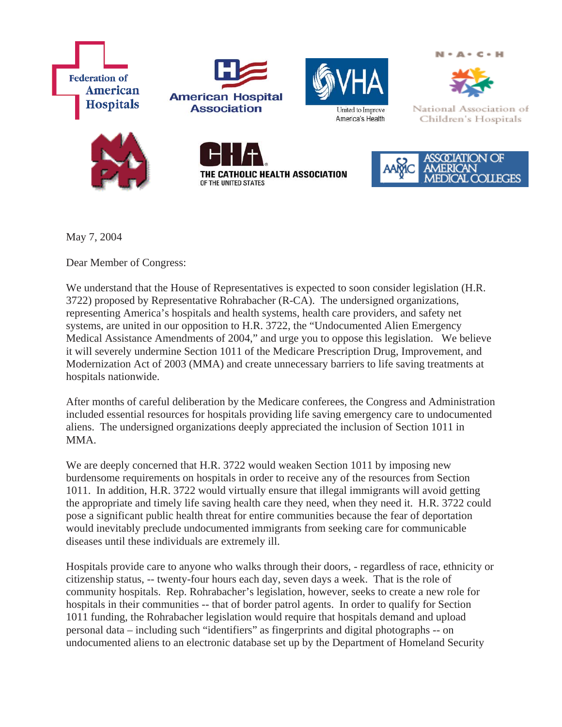Federation of American Hospitals

American Hospital Association

VHA United to Improve America's Health

N • A • C • H National Association of Children's Hospitals

NAPH

CHA THE CATHOLIC HEALTH ASSOCIATION OF THE UNITED STATES

AAMC ASSOCIATION OF AMERICAN MEDICAL COLLEGES

May 7, 2004

Dear Member of Congress:

We understand that the House of Representatives is expected to soon consider legislation (H.R. 3722) proposed by Representative Rohrabacher (R-CA). The undersigned organizations, representing America's hospitals and health systems, health care providers, and safety net systems, are united in our opposition to H.R. 3722, the "Undocumented Alien Emergency Medical Assistance Amendments of 2004," and urge you to oppose this legislation. We believe it will severely undermine Section 1011 of the Medicare Prescription Drug, Improvement, and Modernization Act of 2003 (MMA) and create unnecessary barriers to life saving treatments at hospitals nationwide.

After months of careful deliberation by the Medicare conferees, the Congress and Administration included essential resources for hospitals providing life saving emergency care to undocumented aliens. The undersigned organizations deeply appreciated the inclusion of Section 1011 in MMA.

We are deeply concerned that H.R. 3722 would weaken Section 1011 by imposing new burdensome requirements on hospitals in order to receive any of the resources from Section 1011. In addition, H.R. 3722 would virtually ensure that illegal immigrants will avoid getting the appropriate and timely life saving health care they need, when they need it. H.R. 3722 could pose a significant public health threat for entire communities because the fear of deportation would inevitably preclude undocumented immigrants from seeking care for communicable diseases until these individuals are extremely ill.

Hospitals provide care to anyone who walks through their doors, - regardless of race, ethnicity or citizenship status, -- twenty-four hours each day, seven days a week. That is the role of community hospitals. Rep. Rohrabacher's legislation, however, seeks to create a new role for hospitals in their communities -- that of border patrol agents. In order to qualify for Section 1011 funding, the Rohrabacher legislation would require that hospitals demand and upload personal data – including such "identifiers" as fingerprints and digital photographs -- on undocumented aliens to an electronic database set up by the Department of Homeland Security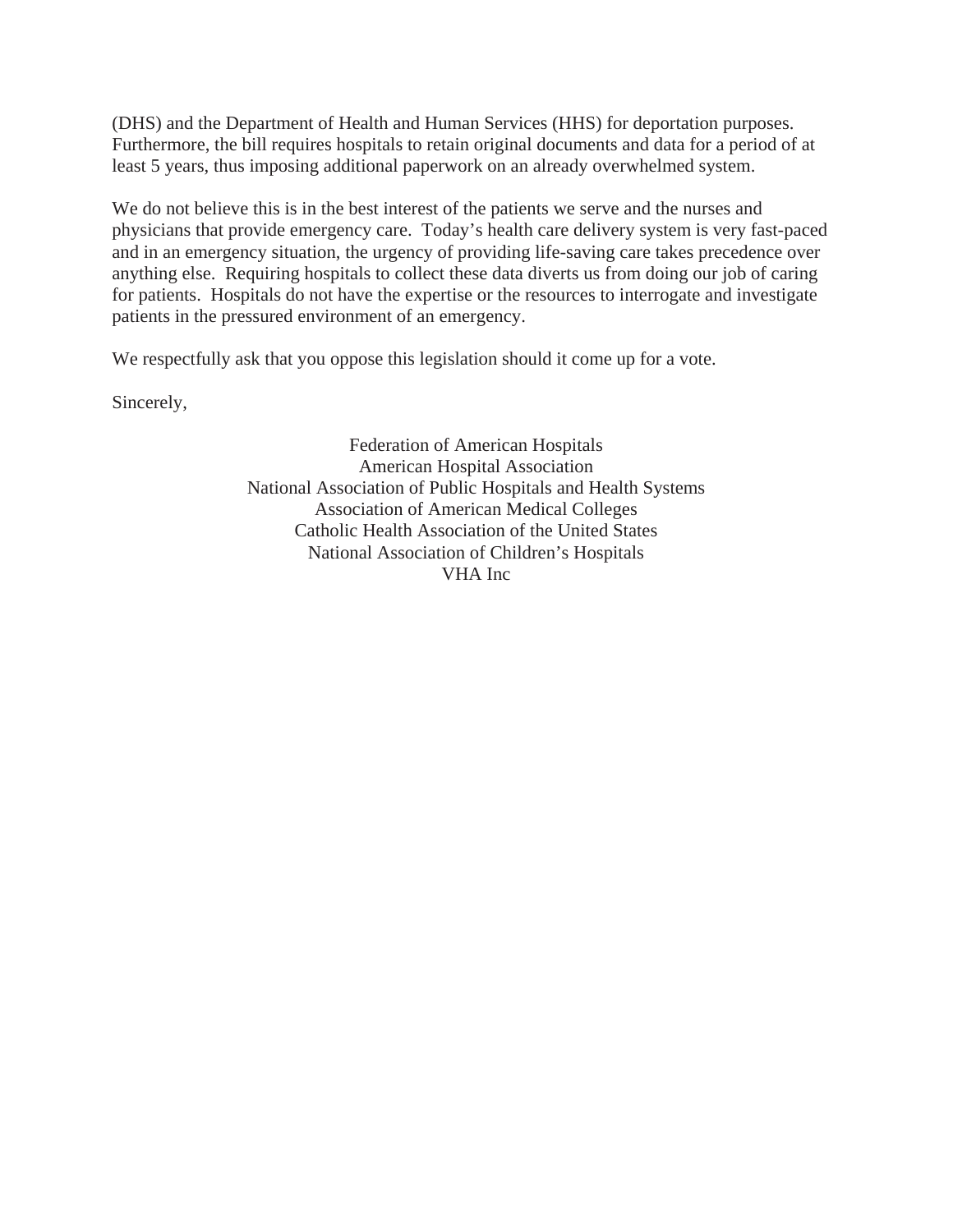(DHS) and the Department of Health and Human Services (HHS) for deportation purposes. Furthermore, the bill requires hospitals to retain original documents and data for a period of at least 5 years, thus imposing additional paperwork on an already overwhelmed system.

We do not believe this is in the best interest of the patients we serve and the nurses and physicians that provide emergency care. Today's health care delivery system is very fast-paced and in an emergency situation, the urgency of providing life-saving care takes precedence over anything else. Requiring hospitals to collect these data diverts us from doing our job of caring for patients. Hospitals do not have the expertise or the resources to interrogate and investigate patients in the pressured environment of an emergency.

We respectfully ask that you oppose this legislation should it come up for a vote.

Sincerely,

Federation of American Hospitals
American Hospital Association
National Association of Public Hospitals and Health Systems
Association of American Medical Colleges
Catholic Health Association of the United States
National Association of Children's Hospitals
VHA Inc